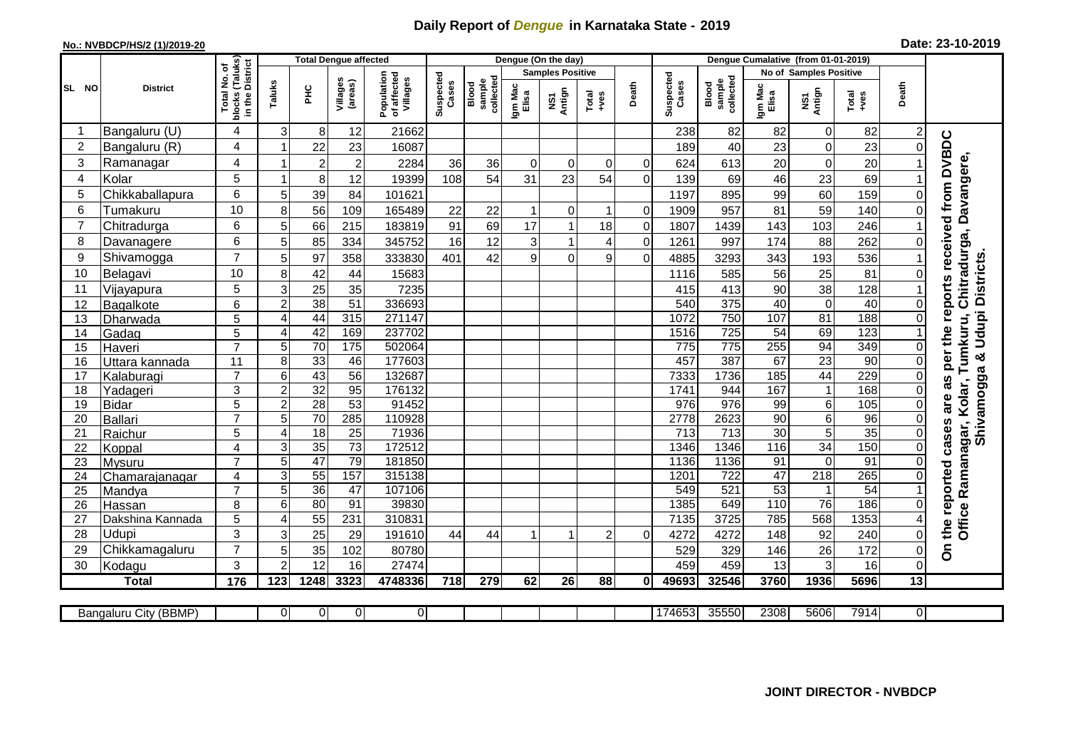# Daily Report of *Dengue* in Karnataka State - 2019

**No.: NVBDCP/HS/2 (1)/2019-20**

**Date: 23-10-2019**

| SL NO | District | Total No. of blocks (Taluks) in the District | Total Dengue affected | | | | Dengue (On the day) | | | | | | | Dengue Cumalative (from 01-01-2019) | | | | | | | |
|---|---|---|---|---|---|---|---|---|---|---|---|---|---|---|---|---|---|---|---|---|
| | | | Taluks | PHC | Villages (areas) | Population of affected Villages | Suspected Cases | Blood sample collected | Samples Positive | | | Death | Suspected Cases | Blood sample collected | No of Samples Positive | | | Death | |
| | | | | | | | | | Igm Mac Elisa | NS1 Antign | Total +ves | | | | Igm Mac Elisa | NS1 Antign | Total +ves | | |
| 1 | Bangaluru (U) | 4 | 3 | 8 | 12 | 21662 | | | | | | | 238 | 82 | 82 | 0 | 82 | 2 | On the reported cases are as per the reports received from DVBDC Office Ramanagar, Kolar, Tumkuru, Chitradurga, Davangere, Shivamogga & Udupi Districts. |
| 2 | Bangaluru (R) | 4 | 1 | 22 | 23 | 16087 | | | | | | | 189 | 40 | 23 | 0 | 23 | 0 | |
| 3 | Ramanagar | 4 | 1 | 2 | 2 | 2284 | 36 | 36 | 0 | 0 | 0 | 0 | 624 | 613 | 20 | 0 | 20 | 1 | |
| 4 | Kolar | 5 | 1 | 8 | 12 | 19399 | 108 | 54 | 31 | 23 | 54 | 0 | 139 | 69 | 46 | 23 | 69 | 1 | |
| 5 | Chikkaballapura | 6 | 5 | 39 | 84 | 101621 | | | | | | | 1197 | 895 | 99 | 60 | 159 | 0 | |
| 6 | Tumakuru | 10 | 8 | 56 | 109 | 165489 | 22 | 22 | 1 | 0 | 1 | 0 | 1909 | 957 | 81 | 59 | 140 | 0 | |
| 7 | Chitradurga | 6 | 5 | 66 | 215 | 183819 | 91 | 69 | 17 | 1 | 18 | 0 | 1807 | 1439 | 143 | 103 | 246 | 1 | |
| 8 | Davanagere | 6 | 5 | 85 | 334 | 345752 | 16 | 12 | 3 | 1 | 4 | 0 | 1261 | 997 | 174 | 88 | 262 | 0 | |
| 9 | Shivamogga | 7 | 5 | 97 | 358 | 333830 | 401 | 42 | 9 | 0 | 9 | 0 | 4885 | 3293 | 343 | 193 | 536 | 1 | |
| 10 | Belagavi | 10 | 8 | 42 | 44 | 15683 | | | | | | | 1116 | 585 | 56 | 25 | 81 | 0 | |
| 11 | Vijayapura | 5 | 3 | 25 | 35 | 7235 | | | | | | | 415 | 413 | 90 | 38 | 128 | 1 | |
| 12 | Bagalkote | 6 | 2 | 38 | 51 | 336693 | | | | | | | 540 | 375 | 40 | 0 | 40 | 0 | |
| 13 | Dharwada | 5 | 4 | 44 | 315 | 271147 | | | | | | | 1072 | 750 | 107 | 81 | 188 | 0 | |
| 14 | Gadag | 5 | 4 | 42 | 169 | 237702 | | | | | | | 1516 | 725 | 54 | 69 | 123 | 1 | |
| 15 | Haveri | 7 | 5 | 70 | 175 | 502064 | | | | | | | 775 | 775 | 255 | 94 | 349 | 0 | |
| 16 | Uttara kannada | 11 | 8 | 33 | 46 | 177603 | | | | | | | 457 | 387 | 67 | 23 | 90 | 0 | |
| 17 | Kalaburagi | 7 | 6 | 43 | 56 | 132687 | | | | | | | 7333 | 1736 | 185 | 44 | 229 | 0 | |
| 18 | Yadageri | 3 | 2 | 32 | 95 | 176132 | | | | | | | 1741 | 944 | 167 | 1 | 168 | 0 | |
| 19 | Bidar | 5 | 2 | 28 | 53 | 91452 | | | | | | | 976 | 976 | 99 | 6 | 105 | 0 | |
| 20 | Ballari | 7 | 5 | 70 | 285 | 110928 | | | | | | | 2778 | 2623 | 90 | 6 | 96 | 0 | |
| 21 | Raichur | 5 | 4 | 18 | 25 | 71936 | | | | | | | 713 | 713 | 30 | 5 | 35 | 0 | |
| 22 | Koppal | 4 | 3 | 35 | 73 | 172512 | | | | | | | 1346 | 1346 | 116 | 34 | 150 | 0 | |
| 23 | Mysuru | 7 | 5 | 47 | 79 | 181850 | | | | | | | 1136 | 1136 | 91 | 0 | 91 | 0 | |
| 24 | Chamarajanagar | 4 | 3 | 55 | 157 | 315138 | | | | | | | 1201 | 722 | 47 | 218 | 265 | 0 | |
| 25 | Mandya | 7 | 5 | 36 | 47 | 107106 | | | | | | | 549 | 521 | 53 | 1 | 54 | 1 | |
| 26 | Hassan | 8 | 6 | 80 | 91 | 39830 | | | | | | | 1385 | 649 | 110 | 76 | 186 | 0 | |
| 27 | Dakshina Kannada | 5 | 4 | 55 | 231 | 310831 | | | | | | | 7135 | 3725 | 785 | 568 | 1353 | 4 | |
| 28 | Udupi | 3 | 3 | 25 | 29 | 191610 | 44 | 44 | 1 | 1 | 2 | 0 | 4272 | 4272 | 148 | 92 | 240 | 0 | |
| 29 | Chikkamagaluru | 7 | 5 | 35 | 102 | 80780 | | | | | | | 529 | 329 | 146 | 26 | 172 | 0 | |
| 30 | Kodagu | 3 | 2 | 12 | 16 | 27474 | | | | | | | 459 | 459 | 13 | 3 | 16 | 0 | |
| **Total** | | **176** | **123** | **1248** | **3323** | **4748336** | **718** | **279** | **62** | **26** | **88** | **0** | **49693** | **32546** | **3760** | **1936** | **5696** | **13** | |

| Bangaluru City (BBMP) | | 0 | 0 | 0 | 0 | | | | | | | 174653 | 35550 | 2308 | 5606 | 7914 | 0 |
|---|---|---|---|---|---|---|---|---|---|---|---|---|---|---|---|---|---|

**JOINT DIRECTOR - NVBDCP**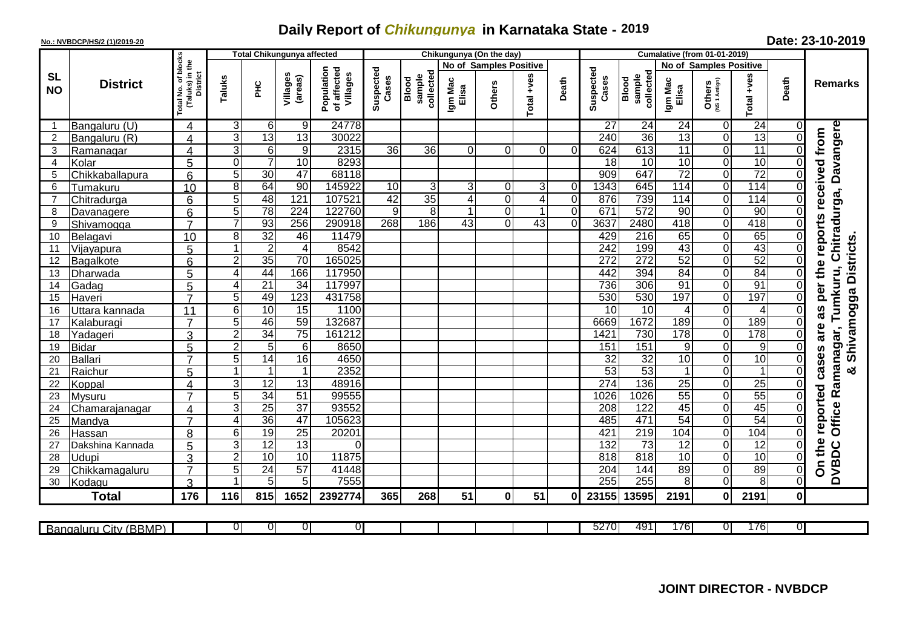# Daily Report of *Chikungunya* in Karnataka State - 2019

**No.: NVBDCP/HS/2 (1)/2019-20**

**Date: 23-10-2019**

| SL NO | District | Total No. of blocks (Taluks) in the District | Total Chikungunya affected | | | | Chikungunya (On the day) | | | | | | | Cumalative (from 01-01-2019) | | | | | | | Remarks |
|---|---|---|---|---|---|---|---|---|---|---|---|---|---|---|---|---|---|---|---|---|---|
| | | | | | | | | | No of Samples Positive | | | | | | | No of Samples Positive | | | | | |
| | | | Taluks | PHC | Villages (areas) | Population of affected Villages | Suspected Cases | Blood sample collected | Igm Mac Elisa | Others | Total +ves | Death | Suspected Cases | Blood sample collected | Igm Mac Elisa | Others (NS 1 Antign) | Total +ves | Death | |
| 1 | Bangaluru (U) | 4 | 3 | 6 | 9 | 24778 | | | | | | | 27 | 24 | 24 | 0 | 24 | 0 | On the reported cases are as per the reports received from DVBDC Office Ramanagar, Tumkuru, Chitradurga, Davangere & Shivamogga Districts. |
| 2 | Bangaluru (R) | 4 | 3 | 13 | 13 | 30022 | | | | | | | 240 | 36 | 13 | 0 | 13 | 0 | |
| 3 | Ramanagar | 4 | 3 | 6 | 9 | 2315 | 36 | 36 | 0 | 0 | 0 | 0 | 624 | 613 | 11 | 0 | 11 | 0 | |
| 4 | Kolar | 5 | 0 | 7 | 10 | 8293 | | | | | | | 18 | 10 | 10 | 0 | 10 | 0 | |
| 5 | Chikkaballapura | 6 | 5 | 30 | 47 | 68118 | | | | | | | 909 | 647 | 72 | 0 | 72 | 0 | |
| 6 | Tumakuru | 10 | 8 | 64 | 90 | 145922 | 10 | 3 | 3 | 0 | 3 | 0 | 1343 | 645 | 114 | 0 | 114 | 0 | |
| 7 | Chitradurga | 6 | 5 | 48 | 121 | 107521 | 42 | 35 | 4 | 0 | 4 | 0 | 876 | 739 | 114 | 0 | 114 | 0 | |
| 8 | Davanagere | 6 | 5 | 78 | 224 | 122760 | 9 | 8 | 1 | 0 | 1 | 0 | 671 | 572 | 90 | 0 | 90 | 0 | |
| 9 | Shivamogga | 7 | 7 | 93 | 256 | 290918 | 268 | 186 | 43 | 0 | 43 | 0 | 3637 | 2480 | 418 | 0 | 418 | 0 | |
| 10 | Belagavi | 10 | 8 | 32 | 46 | 11479 | | | | | | | 429 | 216 | 65 | 0 | 65 | 0 | |
| 11 | Vijayapura | 5 | 1 | 2 | 4 | 8542 | | | | | | | 242 | 199 | 43 | 0 | 43 | 0 | |
| 12 | Bagalkote | 6 | 2 | 35 | 70 | 165025 | | | | | | | 272 | 272 | 52 | 0 | 52 | 0 | |
| 13 | Dharwada | 5 | 4 | 44 | 166 | 117950 | | | | | | | 442 | 394 | 84 | 0 | 84 | 0 | |
| 14 | Gadag | 5 | 4 | 21 | 34 | 117997 | | | | | | | 736 | 306 | 91 | 0 | 91 | 0 | |
| 15 | Haveri | 7 | 5 | 49 | 123 | 431758 | | | | | | | 530 | 530 | 197 | 0 | 197 | 0 | |
| 16 | Uttara kannada | 11 | 6 | 10 | 15 | 1100 | | | | | | | 10 | 10 | 4 | 0 | 4 | 0 | |
| 17 | Kalaburagi | 7 | 5 | 46 | 59 | 132687 | | | | | | | 6669 | 1672 | 189 | 0 | 189 | 0 | |
| 18 | Yadageri | 3 | 2 | 34 | 75 | 161212 | | | | | | | 1421 | 730 | 178 | 0 | 178 | 0 | |
| 19 | Bidar | 5 | 2 | 5 | 6 | 8650 | | | | | | | 151 | 151 | 9 | 0 | 9 | 0 | |
| 20 | Ballari | 7 | 5 | 14 | 16 | 4650 | | | | | | | 32 | 32 | 10 | 0 | 10 | 0 | |
| 21 | Raichur | 5 | 1 | 1 | 1 | 2352 | | | | | | | 53 | 53 | 1 | 0 | 1 | 0 | |
| 22 | Koppal | 4 | 3 | 12 | 13 | 48916 | | | | | | | 274 | 136 | 25 | 0 | 25 | 0 | |
| 23 | Mysuru | 7 | 5 | 34 | 51 | 99555 | | | | | | | 1026 | 1026 | 55 | 0 | 55 | 0 | |
| 24 | Chamarajanagar | 4 | 3 | 25 | 37 | 93552 | | | | | | | 208 | 122 | 45 | 0 | 45 | 0 | |
| 25 | Mandya | 7 | 4 | 36 | 47 | 105623 | | | | | | | 485 | 471 | 54 | 0 | 54 | 0 | |
| 26 | Hassan | 8 | 6 | 19 | 25 | 20201 | | | | | | | 421 | 219 | 104 | 0 | 104 | 0 | |
| 27 | Dakshina Kannada | 5 | 3 | 12 | 13 | 0 | | | | | | | 132 | 73 | 12 | 0 | 12 | 0 | |
| 28 | Udupi | 3 | 2 | 10 | 10 | 11875 | | | | | | | 818 | 818 | 10 | 0 | 10 | 0 | |
| 29 | Chikkamagaluru | 7 | 5 | 24 | 57 | 41448 | | | | | | | 204 | 144 | 89 | 0 | 89 | 0 | |
| 30 | Kodagu | 3 | 1 | 5 | 5 | 7555 | | | | | | | 255 | 255 | 8 | 0 | 8 | 0 | |
| **Total** | | **176** | **116** | **815** | **1652** | **2392774** | **365** | **268** | **51** | **0** | **51** | **0** | **23155** | **13595** | **2191** | **0** | **2191** | **0** | |

| | | | | | | | | | | | | | | | | | | |
|---|---|---|---|---|---|---|---|---|---|---|---|---|---|---|---|---|---|---|
| Bangaluru City (BBMP) | | 0 | 0 | 0 | 0 | | | | | | | 5270 | 491 | 176 | 0 | 176 | 0 | |

**JOINT DIRECTOR - NVBDCP**